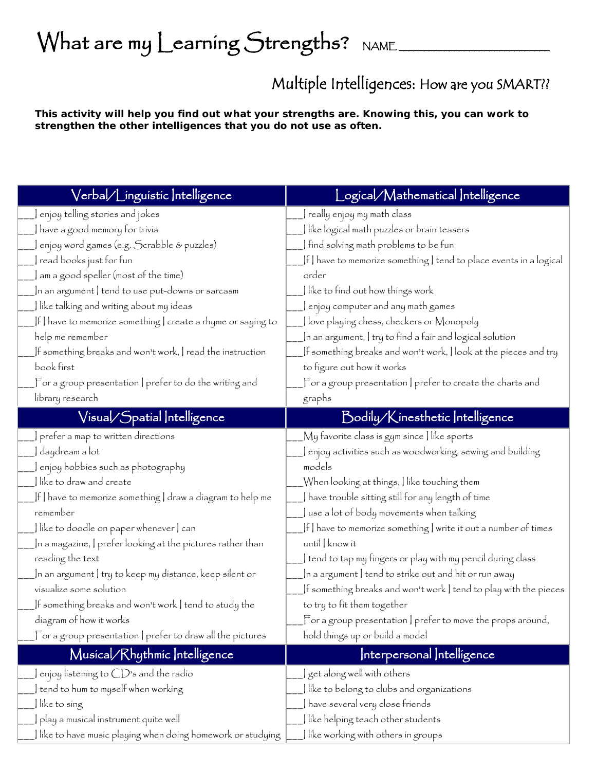# What are my Learning Strengths? NAME______________________

## Multiple Intelligences: How are you SMART??

**This activity will help you find out what your strengths are. Knowing this, you can work to strengthen the other intelligences that you do not use as often.**

| Verbal/Linguistic Intelligence | Logical/Mathematical Intelligence |
|---|---|
| ___I enjoy telling stories and jokes | ___I really enjoy my math class |
| ___I have a good memory for trivia | ___I like logical math puzzles or brain teasers |
| ___I enjoy word games (e.g. Scrabble & puzzles) | ___I find solving math problems to be fun |
| ___I read books just for fun | ___If I have to memorize something I tend to place events in a logical order |
| ___I am a good speller (most of the time) | ___I like to find out how things work |
| ___In an argument I tend to use put-downs or sarcasm | ___I enjoy computer and any math games |
| ___I like talking and writing about my ideas | ___I love playing chess, checkers or Monopoly |
| ___If I have to memorize something I create a rhyme or saying to help me remember | ___In an argument, I try to find a fair and logical solution |
| ___If something breaks and won't work, I read the instruction book first | ___If something breaks and won't work, I look at the pieces and try to figure out how it works |
| ___For a group presentation I prefer to do the writing and library research | ___For a group presentation I prefer to create the charts and graphs |
| **Visual/Spatial Intelligence** | **Bodily/Kinesthetic Intelligence** |
| ___I prefer a map to written directions | ___My favorite class is gym since I like sports |
| ___I daydream a lot | ___I enjoy activities such as woodworking, sewing and building models |
| ___I enjoy hobbies such as photography | ___When looking at things, I like touching them |
| ___I like to draw and create | ___I have trouble sitting still for any length of time |
| ___If I have to memorize something I draw a diagram to help me remember | ___I use a lot of body movements when talking |
| ___I like to doodle on paper whenever I can | ___If I have to memorize something I write it out a number of times until I know it |
| ___In a magazine, I prefer looking at the pictures rather than reading the text | ___I tend to tap my fingers or play with my pencil during class |
| ___In an argument I try to keep my distance, keep silent or visualize some solution | ___In a argument I tend to strike out and hit or run away |
| ___If something breaks and won't work I tend to study the diagram of how it works | ___If something breaks and won't work I tend to play with the pieces to try to fit them together |
| ___For a group presentation I prefer to draw all the pictures | ___For a group presentation I prefer to move the props around, hold things up or build a model |
| **Musical/Rhythmic Intelligence** | **Interpersonal Intelligence** |
| ___I enjoy listening to CD's and the radio | ___I get along well with others |
| ___I tend to hum to myself when working | ___I like to belong to clubs and organizations |
| ___I like to sing | ___I have several very close friends |
| ___I play a musical instrument quite well | ___I like helping teach other students |
| ___I like to have music playing when doing homework or studying | ___I like working with others in groups |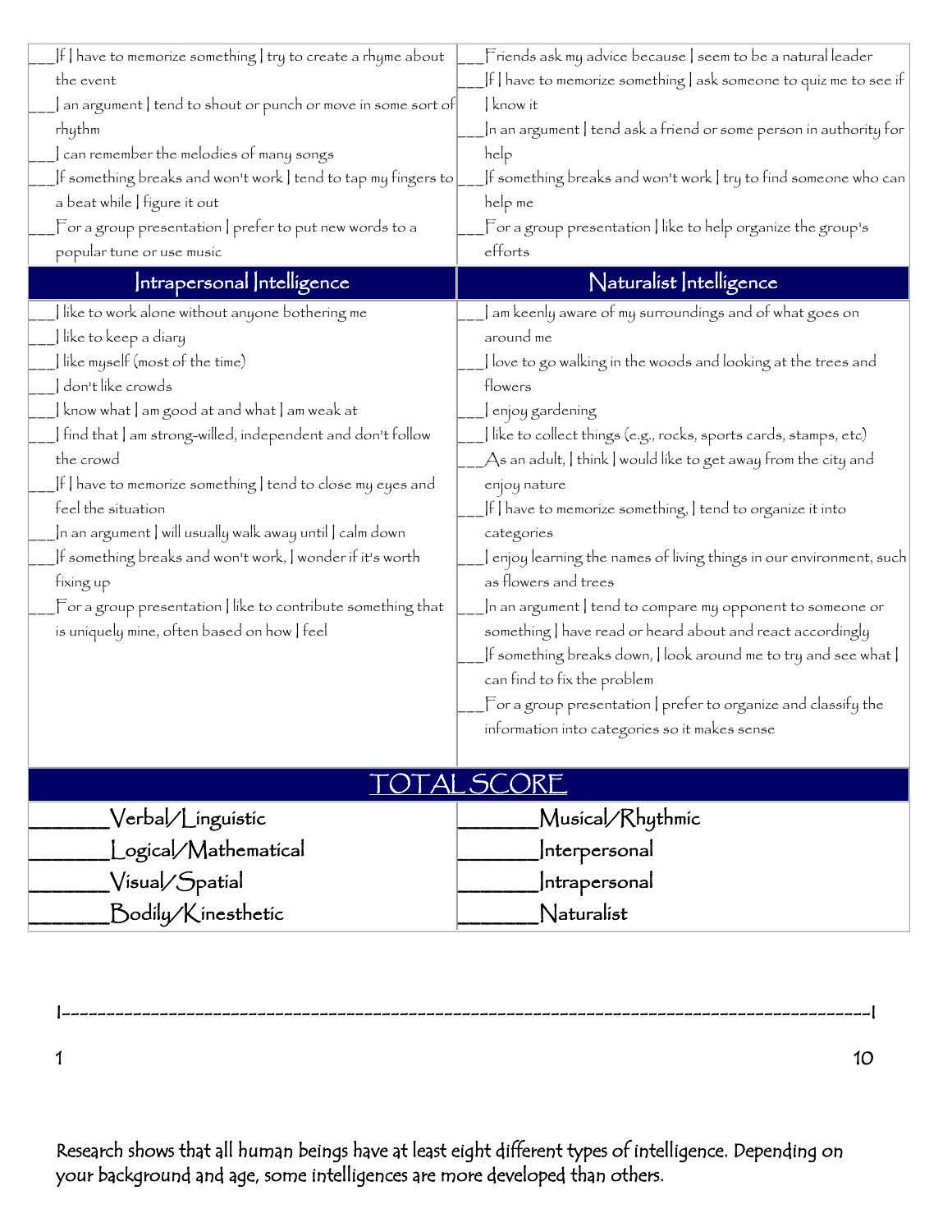___If I have to memorize something I try to create a rhyme about the event

___I an argument I tend to shout or punch or move in some sort of rhythm

___I can remember the melodies of many songs

___If something breaks and won't work I tend to tap my fingers to a beat while I figure it out

___For a group presentation I prefer to put new words to a popular tune or use music

___Friends ask my advice because I seem to be a natural leader

___If I have to memorize something I ask someone to quiz me to see if I know it

___In an argument I tend ask a friend or some person in authority for help

___If something breaks and won't work I try to find someone who can help me

___For a group presentation I like to help organize the group's efforts

## Intrapersonal Intelligence

___I like to work alone without anyone bothering me

___I like to keep a diary

___I like myself (most of the time)

___I don't like crowds

___I know what I am good at and what I am weak at

___I find that I am strong-willed, independent and don't follow the crowd

___If I have to memorize something I tend to close my eyes and feel the situation

___In an argument I will usually walk away until I calm down

___If something breaks and won't work, I wonder if it's worth fixing up

___For a group presentation I like to contribute something that is uniquely mine, often based on how I feel

## Naturalist Intelligence

___I am keenly aware of my surroundings and of what goes on around me

___I love to go walking in the woods and looking at the trees and flowers

___I enjoy gardening

___I like to collect things (e.g., rocks, sports cards, stamps, etc)

___As an adult, I think I would like to get away from the city and enjoy nature

___If I have to memorize something, I tend to organize it into categories

___I enjoy learning the names of living things in our environment, such as flowers and trees

___In an argument I tend to compare my opponent to someone or something I have read or heard about and react accordingly

___If something breaks down, I look around me to try and see what I can find to fix the problem

___For a group presentation I prefer to organize and classify the information into categories so it makes sense

## TOTAL SCORE

| | |
|---|---|
| ________Verbal/Linguistic | ________Musical/Rhythmic |
| ________Logical/Mathematical | ________Interpersonal |
| ________Visual/Spatial | ________Intrapersonal |
| ________Bodily/Kinesthetic | ________Naturalist |

I-------------------------------------------------------------------------------------------I

1 10

Research shows that all human beings have at least eight different types of intelligence. Depending on your background and age, some intelligences are more developed than others.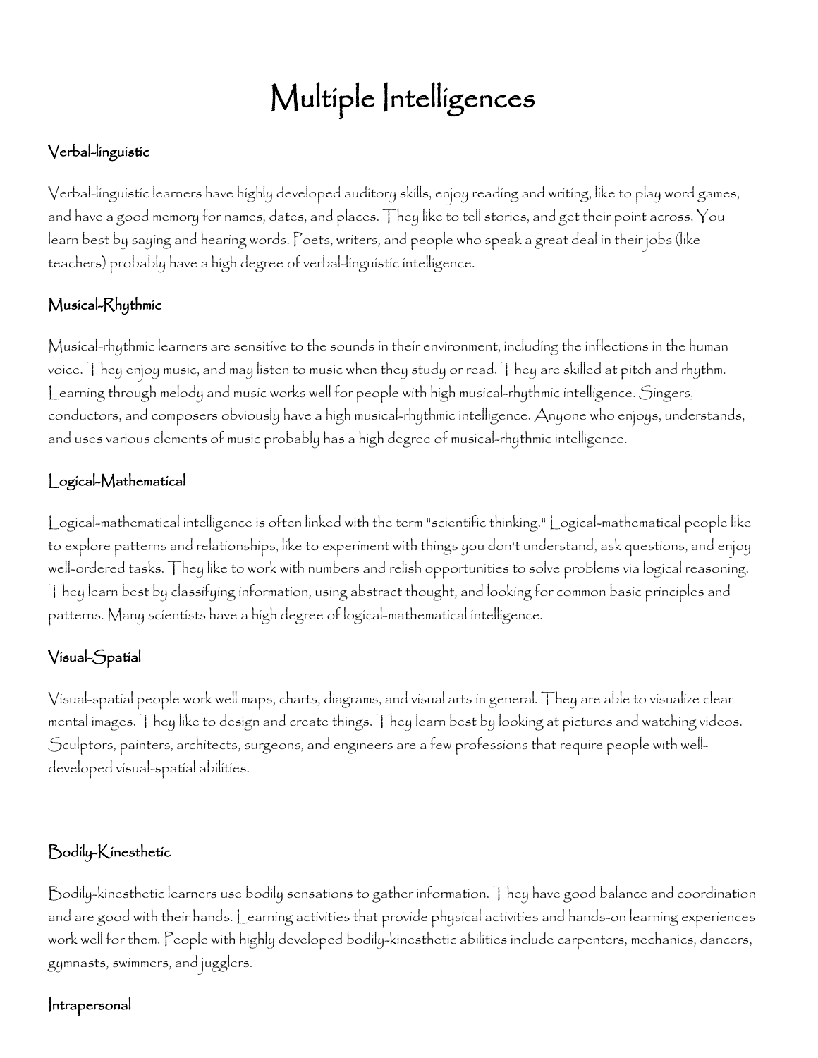# Multiple Intelligences

## Verbal-linguistic

Verbal-linguistic learners have highly developed auditory skills, enjoy reading and writing, like to play word games, and have a good memory for names, dates, and places. They like to tell stories, and get their point across. You learn best by saying and hearing words. Poets, writers, and people who speak a great deal in their jobs (like teachers) probably have a high degree of verbal-linguistic intelligence.

## Musical-Rhythmic

Musical-rhythmic learners are sensitive to the sounds in their environment, including the inflections in the human voice. They enjoy music, and may listen to music when they study or read. They are skilled at pitch and rhythm. Learning through melody and music works well for people with high musical-rhythmic intelligence. Singers, conductors, and composers obviously have a high musical-rhythmic intelligence. Anyone who enjoys, understands, and uses various elements of music probably has a high degree of musical-rhythmic intelligence.

## Logical-Mathematical

Logical-mathematical intelligence is often linked with the term "scientific thinking." Logical-mathematical people like to explore patterns and relationships, like to experiment with things you don't understand, ask questions, and enjoy well-ordered tasks. They like to work with numbers and relish opportunities to solve problems via logical reasoning. They learn best by classifying information, using abstract thought, and looking for common basic principles and patterns. Many scientists have a high degree of logical-mathematical intelligence.

## Visual-Spatial

Visual-spatial people work well maps, charts, diagrams, and visual arts in general. They are able to visualize clear mental images. They like to design and create things. They learn best by looking at pictures and watching videos. Sculptors, painters, architects, surgeons, and engineers are a few professions that require people with well-developed visual-spatial abilities.

## Bodily-Kinesthetic

Bodily-kinesthetic learners use bodily sensations to gather information. They have good balance and coordination and are good with their hands. Learning activities that provide physical activities and hands-on learning experiences work well for them. People with highly developed bodily-kinesthetic abilities include carpenters, mechanics, dancers, gymnasts, swimmers, and jugglers.

## Intrapersonal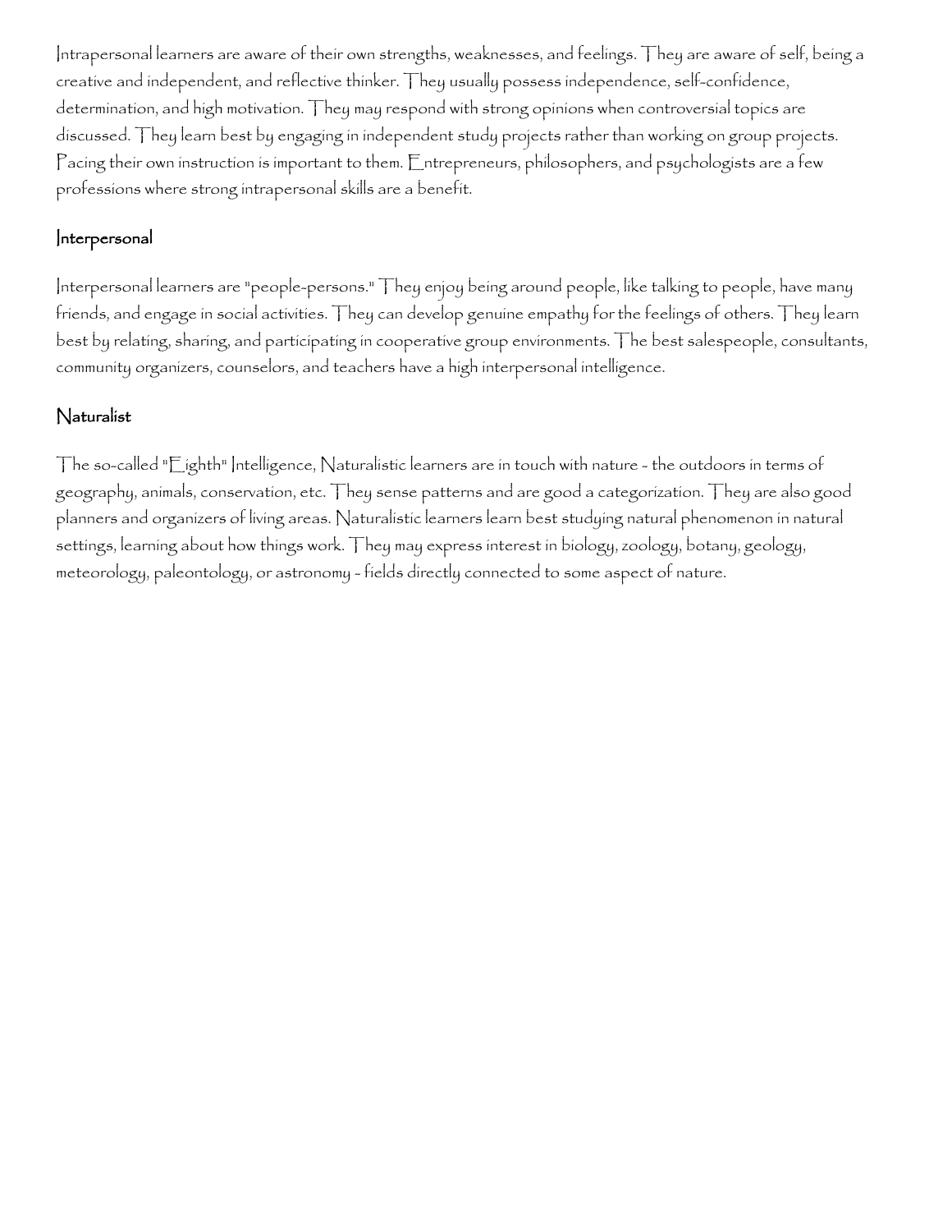Intrapersonal learners are aware of their own strengths, weaknesses, and feelings. They are aware of self, being a creative and independent, and reflective thinker. They usually possess independence, self-confidence, determination, and high motivation. They may respond with strong opinions when controversial topics are discussed. They learn best by engaging in independent study projects rather than working on group projects. Pacing their own instruction is important to them. Entrepreneurs, philosophers, and psychologists are a few professions where strong intrapersonal skills are a benefit.

## Interpersonal

Interpersonal learners are "people-persons." They enjoy being around people, like talking to people, have many friends, and engage in social activities. They can develop genuine empathy for the feelings of others. They learn best by relating, sharing, and participating in cooperative group environments. The best salespeople, consultants, community organizers, counselors, and teachers have a high interpersonal intelligence.

## Naturalist

The so-called "Eighth" Intelligence, Naturalistic learners are in touch with nature - the outdoors in terms of geography, animals, conservation, etc. They sense patterns and are good a categorization. They are also good planners and organizers of living areas. Naturalistic learners learn best studying natural phenomenon in natural settings, learning about how things work. They may express interest in biology, zoology, botany, geology, meteorology, paleontology, or astronomy - fields directly connected to some aspect of nature.